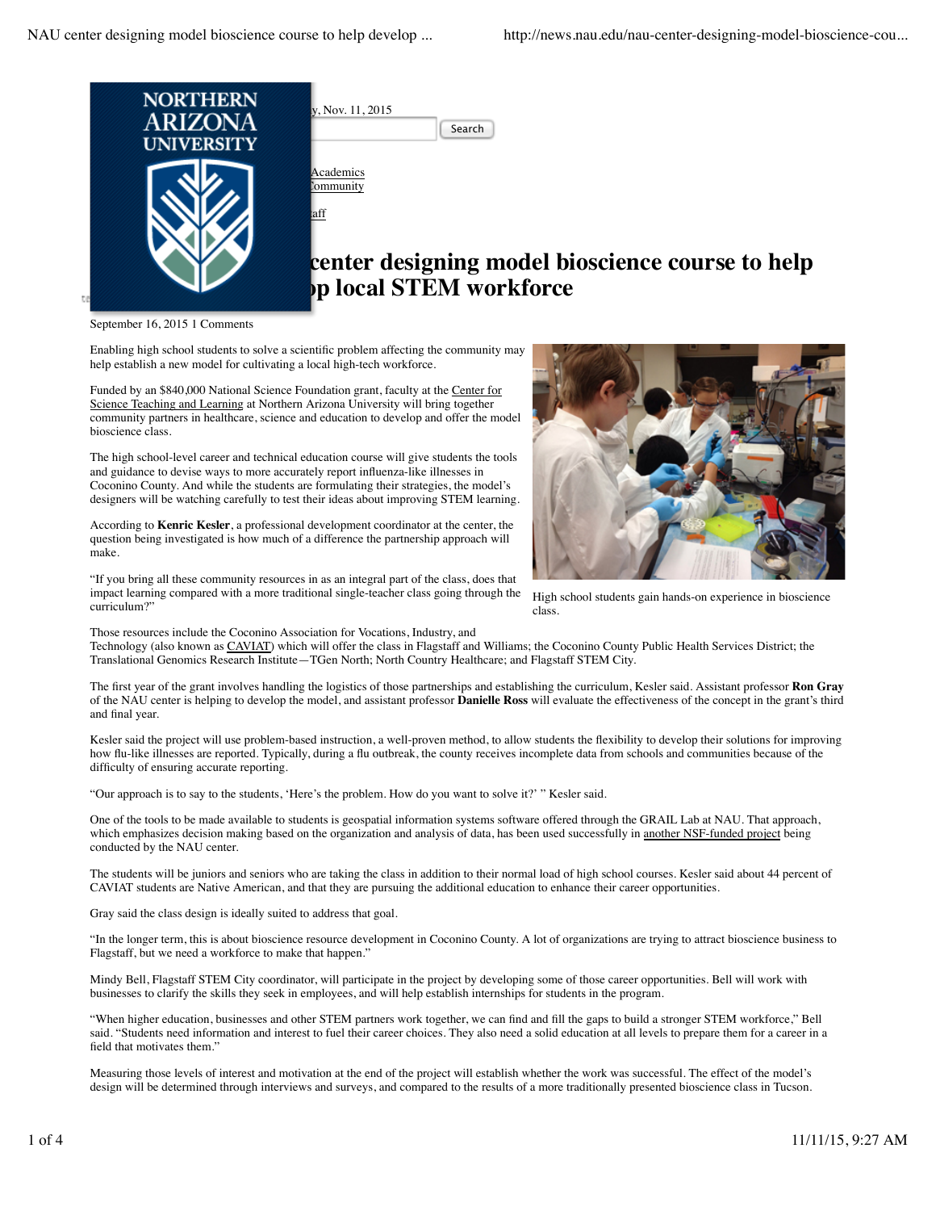# NAU center designing model bioscience course to help develop local STEM workforce

September 16, 2015 1 Comments

Enabling high school students to solve a scientific problem affecting the community may help establish a new model for cultivating a local high-tech workforce.

Funded by an $840,000 National Science Foundation grant, faculty at the Center for Science Teaching and Learning at Northern Arizona University will bring together community partners in healthcare, science and education to develop and offer the model bioscience class.

The high school-level career and technical education course will give students the tools and guidance to devise ways to more accurately report influenza-like illnesses in Coconino County. And while the students are formulating their strategies, the model's designers will be watching carefully to test their ideas about improving STEM learning.

According to **Kenric Kesler**, a professional development coordinator at the center, the question being investigated is how much of a difference the partnership approach will make.

"If you bring all these community resources in as an integral part of the class, does that impact learning compared with a more traditional single-teacher class going through the curriculum?"

High school students gain hands-on experience in bioscience class.

Those resources include the Coconino Association for Vocations, Industry, and Technology (also known as CAVIAT) which will offer the class in Flagstaff and Williams; the Coconino County Public Health Services District; the Translational Genomics Research Institute—TGen North; North Country Healthcare; and Flagstaff STEM City.

The first year of the grant involves handling the logistics of those partnerships and establishing the curriculum, Kesler said. Assistant professor **Ron Gray** of the NAU center is helping to develop the model, and assistant professor **Danielle Ross** will evaluate the effectiveness of the concept in the grant's third and final year.

Kesler said the project will use problem-based instruction, a well-proven method, to allow students the flexibility to develop their solutions for improving how flu-like illnesses are reported. Typically, during a flu outbreak, the county receives incomplete data from schools and communities because of the difficulty of ensuring accurate reporting.

"Our approach is to say to the students, 'Here's the problem. How do you want to solve it?' " Kesler said.

One of the tools to be made available to students is geospatial information systems software offered through the GRAIL Lab at NAU. That approach, which emphasizes decision making based on the organization and analysis of data, has been used successfully in another NSF-funded project being conducted by the NAU center.

The students will be juniors and seniors who are taking the class in addition to their normal load of high school courses. Kesler said about 44 percent of CAVIAT students are Native American, and that they are pursuing the additional education to enhance their career opportunities.

Gray said the class design is ideally suited to address that goal.

"In the longer term, this is about bioscience resource development in Coconino County. A lot of organizations are trying to attract bioscience business to Flagstaff, but we need a workforce to make that happen."

Mindy Bell, Flagstaff STEM City coordinator, will participate in the project by developing some of those career opportunities. Bell will work with businesses to clarify the skills they seek in employees, and will help establish internships for students in the program.

"When higher education, businesses and other STEM partners work together, we can find and fill the gaps to build a stronger STEM workforce," Bell said. "Students need information and interest to fuel their career choices. They also need a solid education at all levels to prepare them for a career in a field that motivates them."

Measuring those levels of interest and motivation at the end of the project will establish whether the work was successful. The effect of the model's design will be determined through interviews and surveys, and compared to the results of a more traditionally presented bioscience class in Tucson.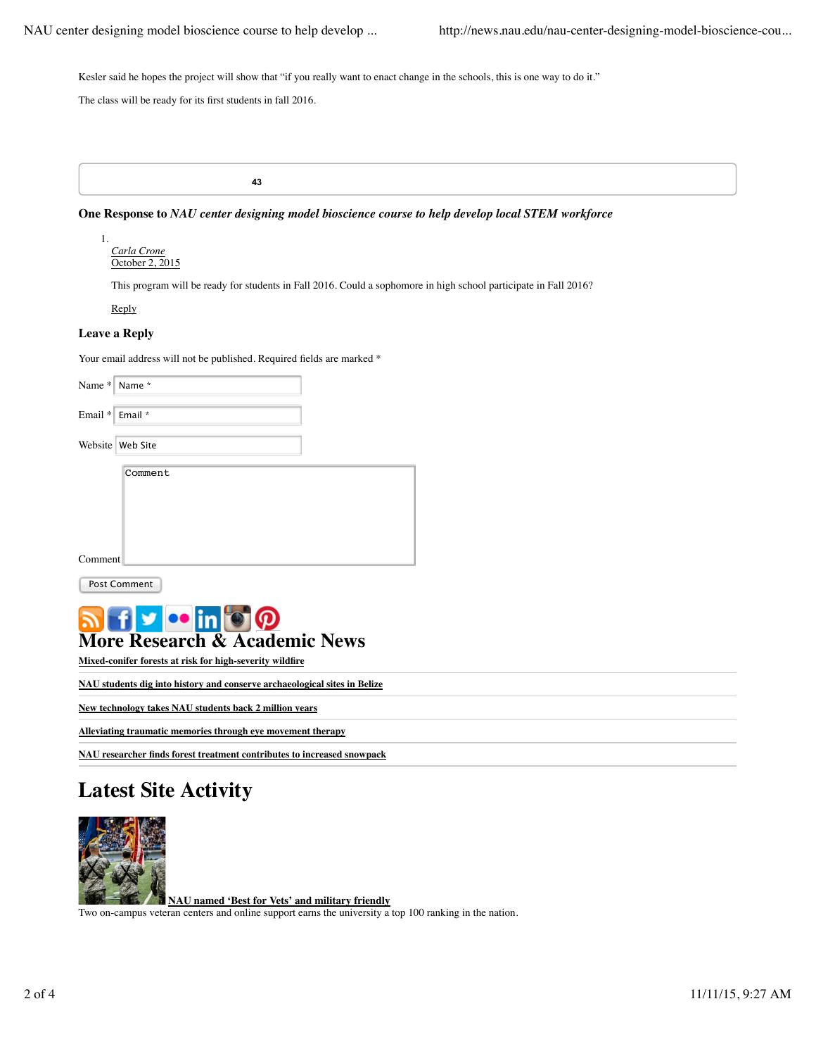Kesler said he hopes the project will show that "if you really want to enact change in the schools, this is one way to do it."

The class will be ready for its first students in fall 2016.

43

### One Response to *NAU center designing model bioscience course to help develop local STEM workforce*

1. *Carla Crone*
   October 2, 2015

   This program will be ready for students in Fall 2016. Could a sophomore in high school participate in Fall 2016?

   Reply

### Leave a Reply

Your email address will not be published. Required fields are marked *

Name * Name *

Email * Email *

Website Web Site

Comment

Post Comment

## More Research & Academic News

**Mixed-conifer forests at risk for high-severity wildfire**

**NAU students dig into history and conserve archaeological sites in Belize**

**New technology takes NAU students back 2 million years**

**Alleviating traumatic memories through eye movement therapy**

**NAU researcher finds forest treatment contributes to increased snowpack**

## Latest Site Activity

**NAU named 'Best for Vets' and military friendly**

Two on-campus veteran centers and online support earns the university a top 100 ranking in the nation.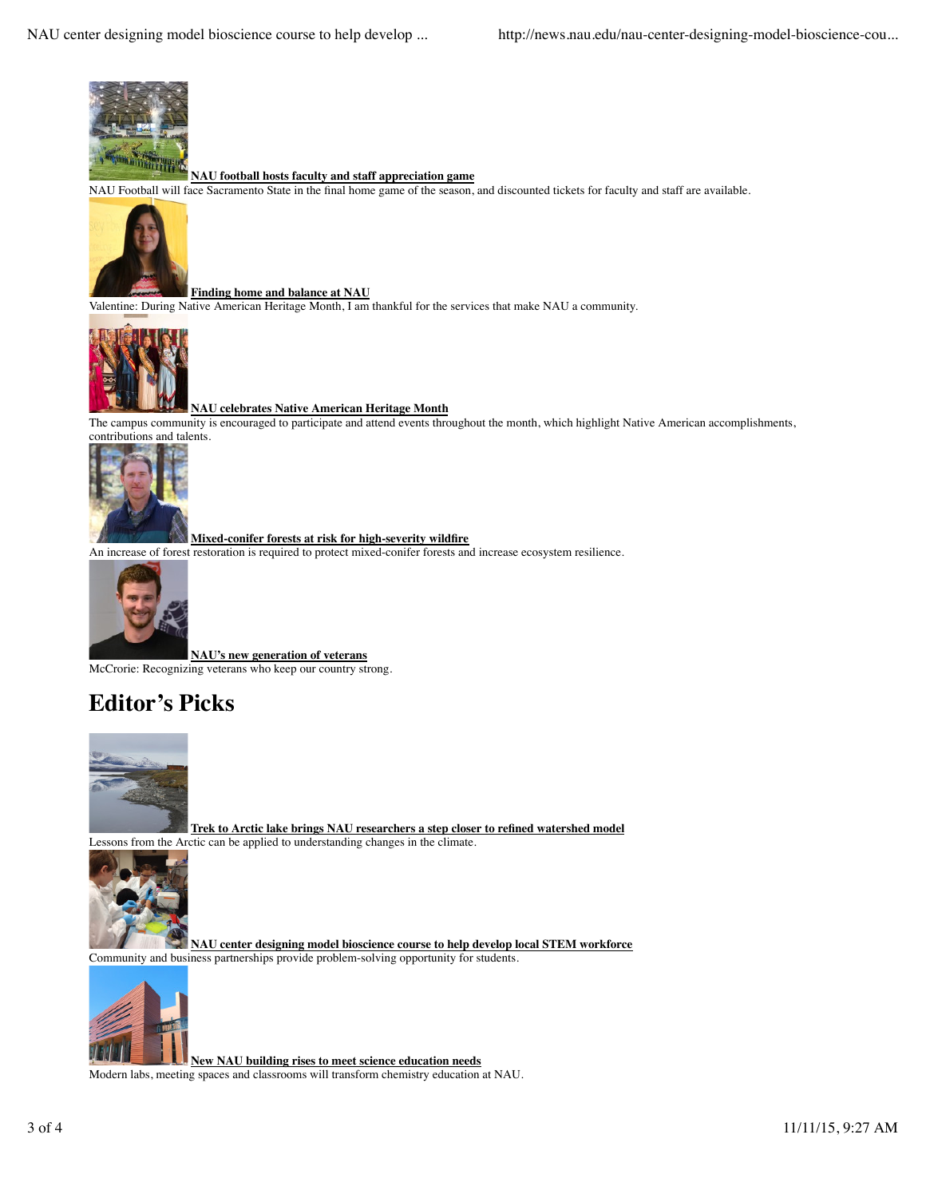**NAU football hosts faculty and staff appreciation game**

NAU Football will face Sacramento State in the final home game of the season, and discounted tickets for faculty and staff are available.

**Finding home and balance at NAU**

Valentine: During Native American Heritage Month, I am thankful for the services that make NAU a community.

**NAU celebrates Native American Heritage Month**

The campus community is encouraged to participate and attend events throughout the month, which highlight Native American accomplishments, contributions and talents.

**Mixed-conifer forests at risk for high-severity wildfire**

An increase of forest restoration is required to protect mixed-conifer forests and increase ecosystem resilience.

**NAU's new generation of veterans**

McCrorie: Recognizing veterans who keep our country strong.

# Editor's Picks

**Trek to Arctic lake brings NAU researchers a step closer to refined watershed model**

Lessons from the Arctic can be applied to understanding changes in the climate.

**NAU center designing model bioscience course to help develop local STEM workforce**

Community and business partnerships provide problem-solving opportunity for students.

**New NAU building rises to meet science education needs**

Modern labs, meeting spaces and classrooms will transform chemistry education at NAU.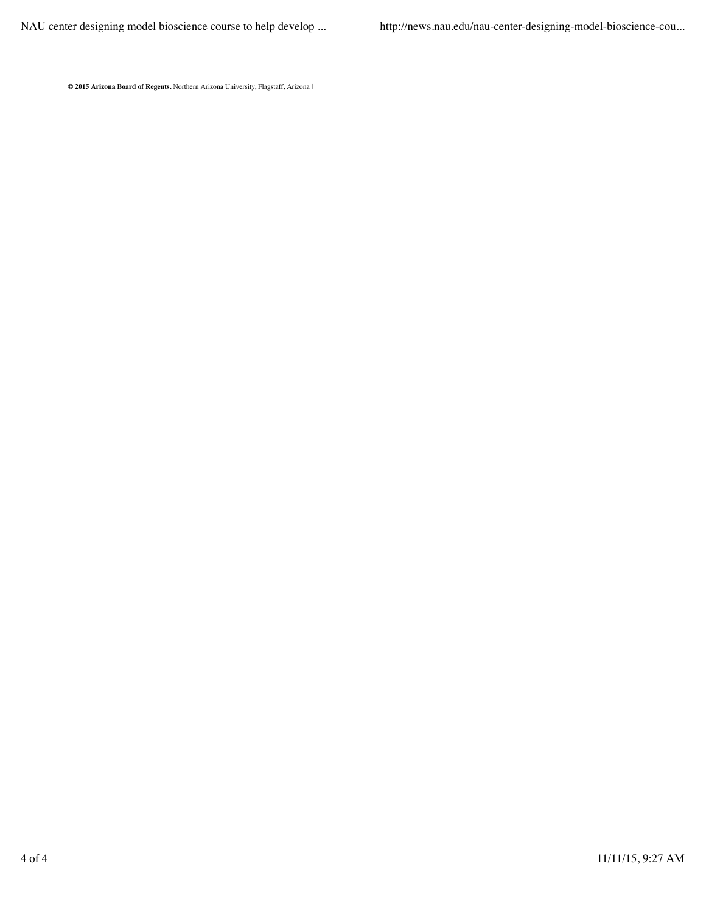**© 2015 Arizona Board of Regents.** Northern Arizona University, Flagstaff, Arizona I